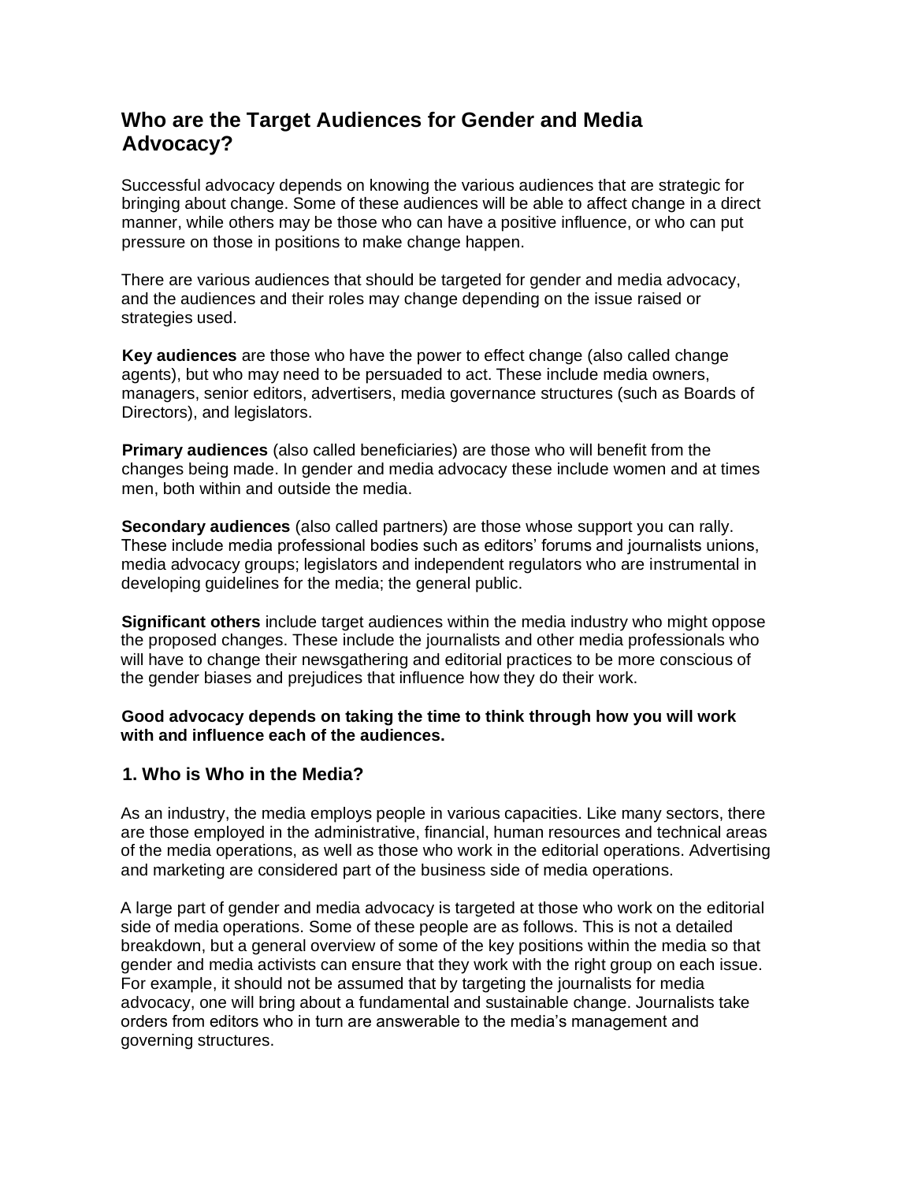# Who are the Target Audiences for Gender and Media Advocacy?

Successful advocacy depends on knowing the various audiences that are strategic for bringing about change. Some of these audiences will be able to affect change in a direct manner, while others may be those who can have a positive influence, or who can put pressure on those in positions to make change happen.

There are various audiences that should be targeted for gender and media advocacy, and the audiences and their roles may change depending on the issue raised or strategies used.

**Key audiences** are those who have the power to effect change (also called change agents), but who may need to be persuaded to act. These include media owners, managers, senior editors, advertisers, media governance structures (such as Boards of Directors), and legislators.

**Primary audiences** (also called beneficiaries) are those who will benefit from the changes being made. In gender and media advocacy these include women and at times men, both within and outside the media.

**Secondary audiences** (also called partners) are those whose support you can rally. These include media professional bodies such as editors' forums and journalists unions, media advocacy groups; legislators and independent regulators who are instrumental in developing guidelines for the media; the general public.

**Significant others** include target audiences within the media industry who might oppose the proposed changes. These include the journalists and other media professionals who will have to change their newsgathering and editorial practices to be more conscious of the gender biases and prejudices that influence how they do their work.

**Good advocacy depends on taking the time to think through how you will work with and influence each of the audiences.**

## 1. Who is Who in the Media?

As an industry, the media employs people in various capacities. Like many sectors, there are those employed in the administrative, financial, human resources and technical areas of the media operations, as well as those who work in the editorial operations. Advertising and marketing are considered part of the business side of media operations.

A large part of gender and media advocacy is targeted at those who work on the editorial side of media operations. Some of these people are as follows. This is not a detailed breakdown, but a general overview of some of the key positions within the media so that gender and media activists can ensure that they work with the right group on each issue. For example, it should not be assumed that by targeting the journalists for media advocacy, one will bring about a fundamental and sustainable change. Journalists take orders from editors who in turn are answerable to the media's management and governing structures.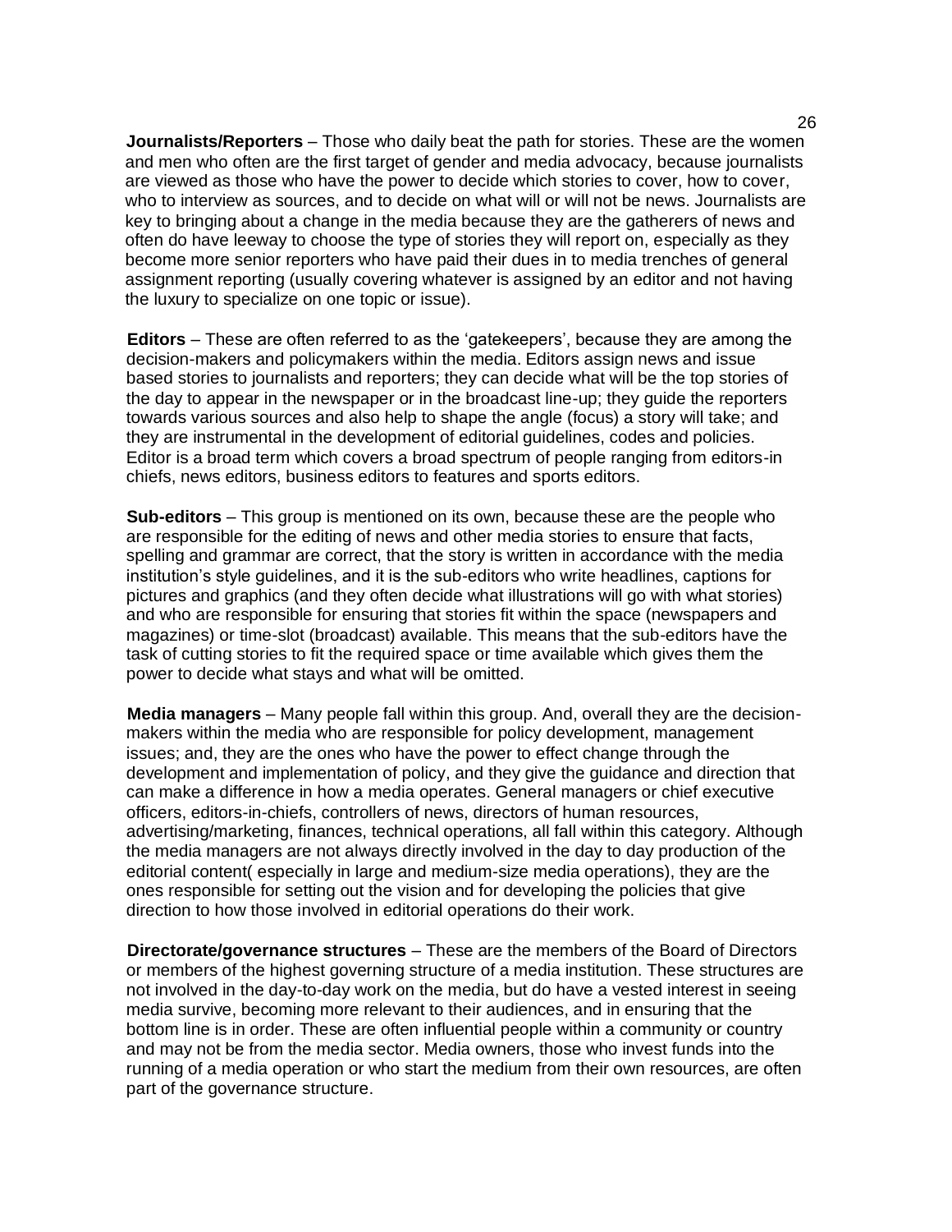**Journalists/Reporters** – Those who daily beat the path for stories. These are the women and men who often are the first target of gender and media advocacy, because journalists are viewed as those who have the power to decide which stories to cover, how to cover, who to interview as sources, and to decide on what will or will not be news. Journalists are key to bringing about a change in the media because they are the gatherers of news and often do have leeway to choose the type of stories they will report on, especially as they become more senior reporters who have paid their dues in to media trenches of general assignment reporting (usually covering whatever is assigned by an editor and not having the luxury to specialize on one topic or issue).

**Editors** – These are often referred to as the 'gatekeepers', because they are among the decision-makers and policymakers within the media. Editors assign news and issue based stories to journalists and reporters; they can decide what will be the top stories of the day to appear in the newspaper or in the broadcast line-up; they guide the reporters towards various sources and also help to shape the angle (focus) a story will take; and they are instrumental in the development of editorial guidelines, codes and policies. Editor is a broad term which covers a broad spectrum of people ranging from editors-in chiefs, news editors, business editors to features and sports editors.

**Sub-editors** – This group is mentioned on its own, because these are the people who are responsible for the editing of news and other media stories to ensure that facts, spelling and grammar are correct, that the story is written in accordance with the media institution's style guidelines, and it is the sub-editors who write headlines, captions for pictures and graphics (and they often decide what illustrations will go with what stories) and who are responsible for ensuring that stories fit within the space (newspapers and magazines) or time-slot (broadcast) available. This means that the sub-editors have the task of cutting stories to fit the required space or time available which gives them the power to decide what stays and what will be omitted.

**Media managers** – Many people fall within this group. And, overall they are the decision-makers within the media who are responsible for policy development, management issues; and, they are the ones who have the power to effect change through the development and implementation of policy, and they give the guidance and direction that can make a difference in how a media operates. General managers or chief executive officers, editors-in-chiefs, controllers of news, directors of human resources, advertising/marketing, finances, technical operations, all fall within this category. Although the media managers are not always directly involved in the day to day production of the editorial content( especially in large and medium-size media operations), they are the ones responsible for setting out the vision and for developing the policies that give direction to how those involved in editorial operations do their work.

**Directorate/governance structures** – These are the members of the Board of Directors or members of the highest governing structure of a media institution. These structures are not involved in the day-to-day work on the media, but do have a vested interest in seeing media survive, becoming more relevant to their audiences, and in ensuring that the bottom line is in order. These are often influential people within a community or country and may not be from the media sector. Media owners, those who invest funds into the running of a media operation or who start the medium from their own resources, are often part of the governance structure.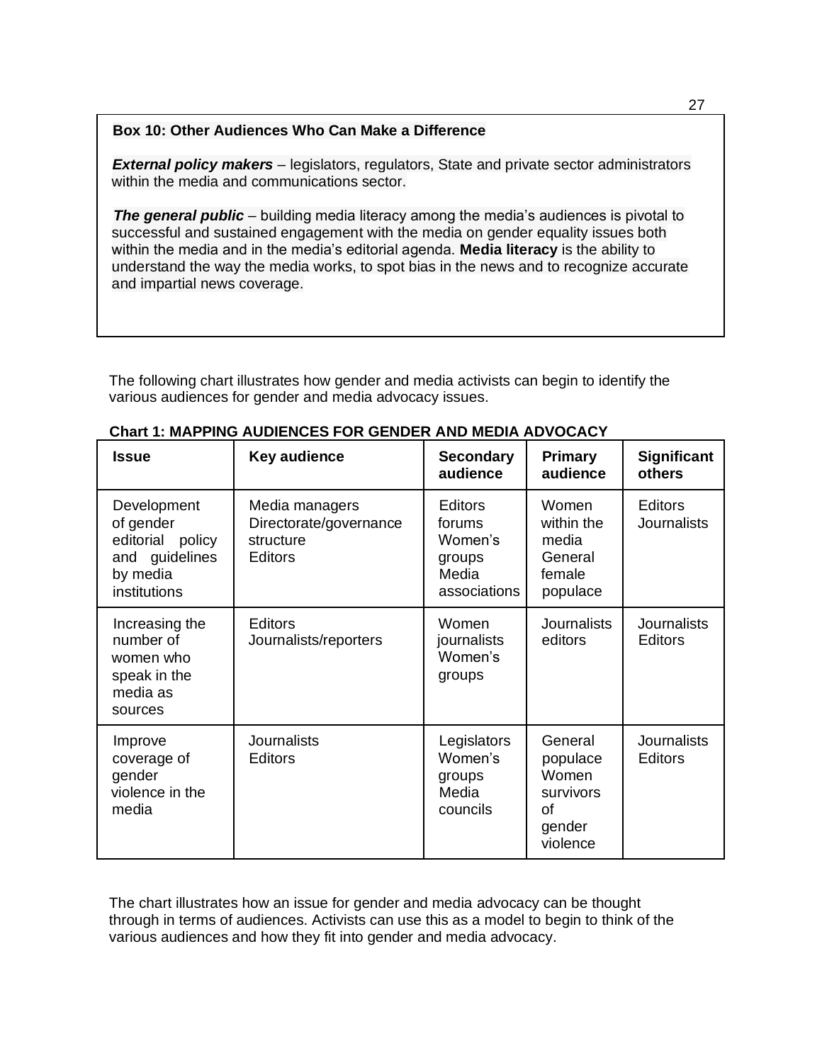**Box 10: Other Audiences Who Can Make a Difference**

***External policy makers*** – legislators, regulators, State and private sector administrators within the media and communications sector.

***The general public*** – building media literacy among the media's audiences is pivotal to successful and sustained engagement with the media on gender equality issues both within the media and in the media's editorial agenda. **Media literacy** is the ability to understand the way the media works, to spot bias in the news and to recognize accurate and impartial news coverage.

The following chart illustrates how gender and media activists can begin to identify the various audiences for gender and media advocacy issues.

**Chart 1: MAPPING AUDIENCES FOR GENDER AND MEDIA ADVOCACY**

| Issue | Key audience | Secondary audience | Primary audience | Significant others |
|---|---|---|---|---|
| Development of gender editorial policy and guidelines by media institutions | Media managers Directorate/governance structure Editors | Editors forums Women's groups Media associations | Women within the media General female populace | Editors Journalists |
| Increasing the number of women who speak in the media as sources | Editors Journalists/reporters | Women journalists Women's groups | Journalists editors | Journalists Editors |
| Improve coverage of gender violence in the media | Journalists Editors | Legislators Women's groups Media councils | General populace Women survivors of gender violence | Journalists Editors |

The chart illustrates how an issue for gender and media advocacy can be thought through in terms of audiences. Activists can use this as a model to begin to think of the various audiences and how they fit into gender and media advocacy.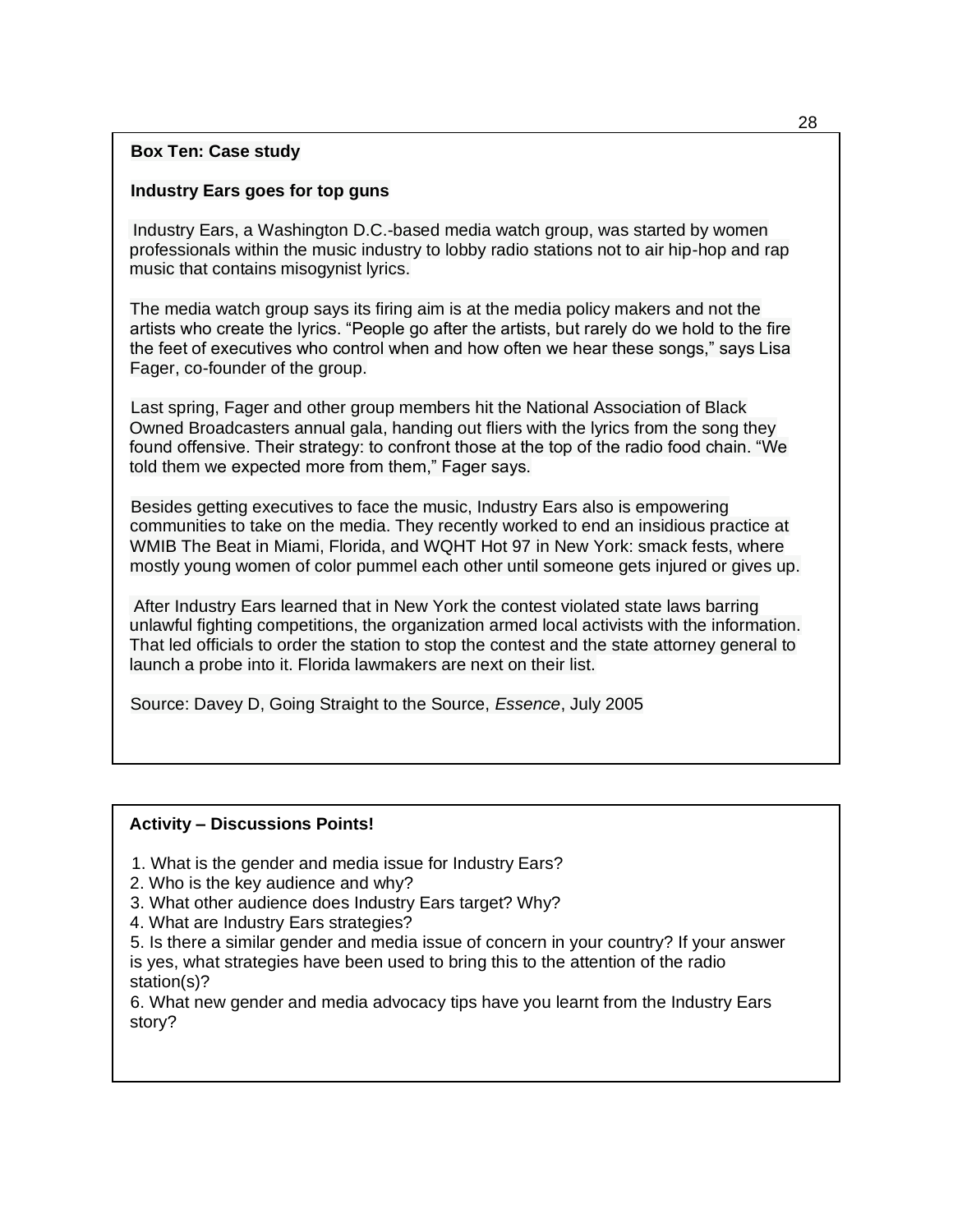**Box Ten: Case study**

**Industry Ears goes for top guns**

Industry Ears, a Washington D.C.-based media watch group, was started by women professionals within the music industry to lobby radio stations not to air hip-hop and rap music that contains misogynist lyrics.

The media watch group says its firing aim is at the media policy makers and not the artists who create the lyrics. "People go after the artists, but rarely do we hold to the fire the feet of executives who control when and how often we hear these songs," says Lisa Fager, co-founder of the group.

Last spring, Fager and other group members hit the National Association of Black Owned Broadcasters annual gala, handing out fliers with the lyrics from the song they found offensive. Their strategy: to confront those at the top of the radio food chain. "We told them we expected more from them," Fager says.

Besides getting executives to face the music, Industry Ears also is empowering communities to take on the media. They recently worked to end an insidious practice at WMIB The Beat in Miami, Florida, and WQHT Hot 97 in New York: smack fests, where mostly young women of color pummel each other until someone gets injured or gives up.

After Industry Ears learned that in New York the contest violated state laws barring unlawful fighting competitions, the organization armed local activists with the information. That led officials to order the station to stop the contest and the state attorney general to launch a probe into it. Florida lawmakers are next on their list.

Source: Davey D, Going Straight to the Source, *Essence*, July 2005

**Activity – Discussions Points!**

1. What is the gender and media issue for Industry Ears?
2. Who is the key audience and why?
3. What other audience does Industry Ears target? Why?
4. What are Industry Ears strategies?
5. Is there a similar gender and media issue of concern in your country? If your answer is yes, what strategies have been used to bring this to the attention of the radio station(s)?
6. What new gender and media advocacy tips have you learnt from the Industry Ears story?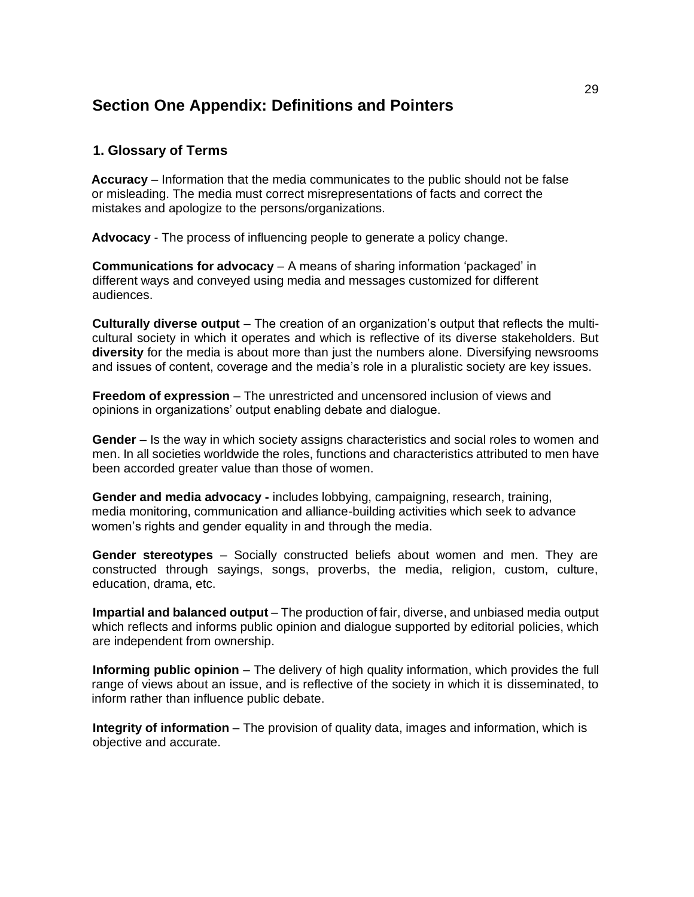## Section One Appendix: Definitions and Pointers

### 1. Glossary of Terms

**Accuracy** – Information that the media communicates to the public should not be false or misleading. The media must correct misrepresentations of facts and correct the mistakes and apologize to the persons/organizations.

**Advocacy** - The process of influencing people to generate a policy change.

**Communications for advocacy** – A means of sharing information 'packaged' in different ways and conveyed using media and messages customized for different audiences.

**Culturally diverse output** – The creation of an organization's output that reflects the multi-cultural society in which it operates and which is reflective of its diverse stakeholders. But **diversity** for the media is about more than just the numbers alone. Diversifying newsrooms and issues of content, coverage and the media's role in a pluralistic society are key issues.

**Freedom of expression** – The unrestricted and uncensored inclusion of views and opinions in organizations' output enabling debate and dialogue.

**Gender** – Is the way in which society assigns characteristics and social roles to women and men. In all societies worldwide the roles, functions and characteristics attributed to men have been accorded greater value than those of women.

**Gender and media advocacy -** includes lobbying, campaigning, research, training, media monitoring, communication and alliance-building activities which seek to advance women's rights and gender equality in and through the media.

**Gender stereotypes** – Socially constructed beliefs about women and men. They are constructed through sayings, songs, proverbs, the media, religion, custom, culture, education, drama, etc.

**Impartial and balanced output** – The production of fair, diverse, and unbiased media output which reflects and informs public opinion and dialogue supported by editorial policies, which are independent from ownership.

**Informing public opinion** – The delivery of high quality information, which provides the full range of views about an issue, and is reflective of the society in which it is disseminated, to inform rather than influence public debate.

**Integrity of information** – The provision of quality data, images and information, which is objective and accurate.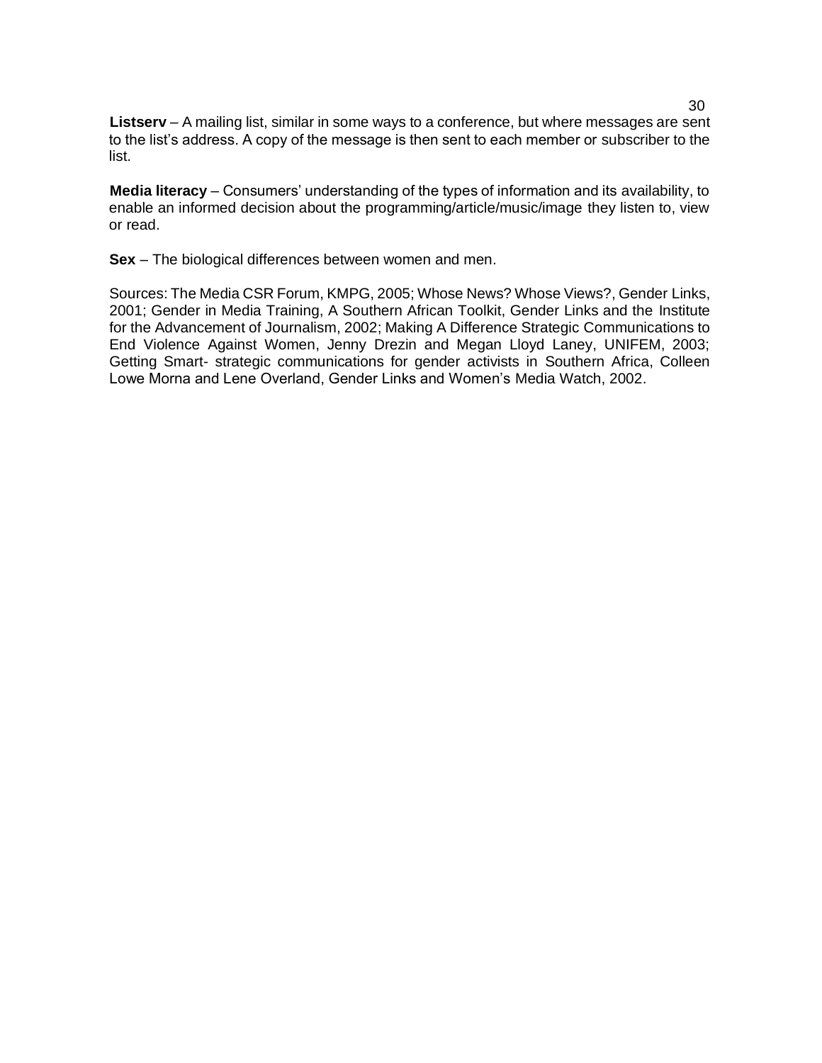**Listserv** – A mailing list, similar in some ways to a conference, but where messages are sent to the list's address. A copy of the message is then sent to each member or subscriber to the list.

**Media literacy** – Consumers' understanding of the types of information and its availability, to enable an informed decision about the programming/article/music/image they listen to, view or read.

**Sex** – The biological differences between women and men.

Sources: The Media CSR Forum, KMPG, 2005; Whose News? Whose Views?, Gender Links, 2001; Gender in Media Training, A Southern African Toolkit, Gender Links and the Institute for the Advancement of Journalism, 2002; Making A Difference Strategic Communications to End Violence Against Women, Jenny Drezin and Megan Lloyd Laney, UNIFEM, 2003; Getting Smart- strategic communications for gender activists in Southern Africa, Colleen Lowe Morna and Lene Overland, Gender Links and Women's Media Watch, 2002.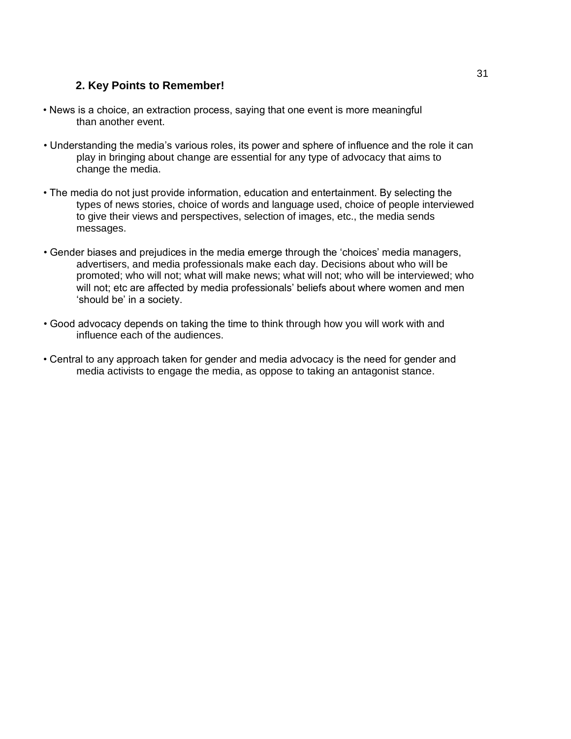## 2. Key Points to Remember!

- News is a choice, an extraction process, saying that one event is more meaningful than another event.

- Understanding the media's various roles, its power and sphere of influence and the role it can play in bringing about change are essential for any type of advocacy that aims to change the media.

- The media do not just provide information, education and entertainment. By selecting the types of news stories, choice of words and language used, choice of people interviewed to give their views and perspectives, selection of images, etc., the media sends messages.

- Gender biases and prejudices in the media emerge through the 'choices' media managers, advertisers, and media professionals make each day. Decisions about who will be promoted; who will not; what will make news; what will not; who will be interviewed; who will not; etc are affected by media professionals' beliefs about where women and men 'should be' in a society.

- Good advocacy depends on taking the time to think through how you will work with and influence each of the audiences.

- Central to any approach taken for gender and media advocacy is the need for gender and media activists to engage the media, as oppose to taking an antagonist stance.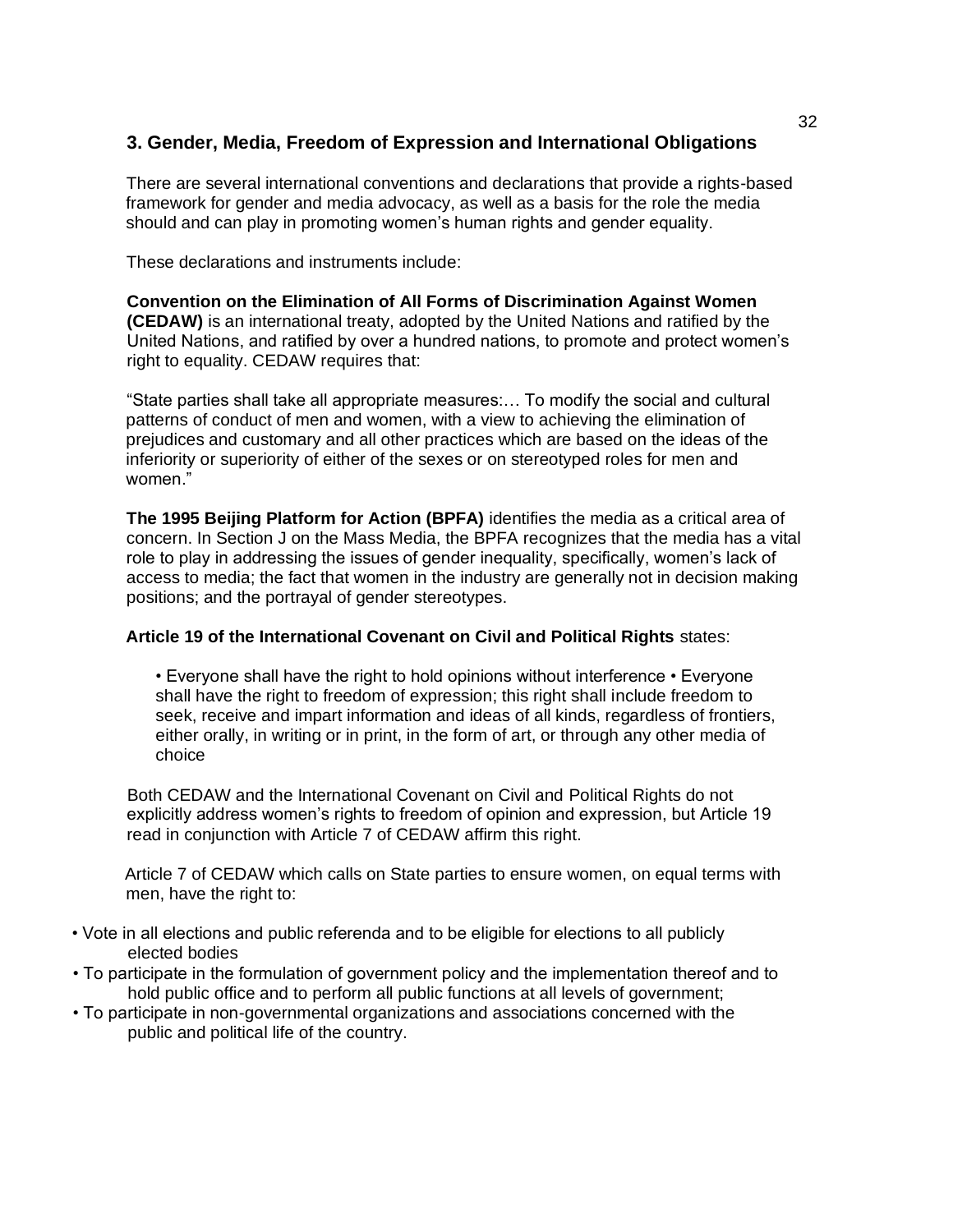## 3. Gender, Media, Freedom of Expression and International Obligations

There are several international conventions and declarations that provide a rights-based framework for gender and media advocacy, as well as a basis for the role the media should and can play in promoting women's human rights and gender equality.

These declarations and instruments include:

**Convention on the Elimination of All Forms of Discrimination Against Women (CEDAW)** is an international treaty, adopted by the United Nations and ratified by the United Nations, and ratified by over a hundred nations, to promote and protect women's right to equality. CEDAW requires that:

"State parties shall take all appropriate measures:… To modify the social and cultural patterns of conduct of men and women, with a view to achieving the elimination of prejudices and customary and all other practices which are based on the ideas of the inferiority or superiority of either of the sexes or on stereotyped roles for men and women."

**The 1995 Beijing Platform for Action (BPFA)** identifies the media as a critical area of concern. In Section J on the Mass Media, the BPFA recognizes that the media has a vital role to play in addressing the issues of gender inequality, specifically, women's lack of access to media; the fact that women in the industry are generally not in decision making positions; and the portrayal of gender stereotypes.

**Article 19 of the International Covenant on Civil and Political Rights** states:

- Everyone shall have the right to hold opinions without interference
- Everyone shall have the right to freedom of expression; this right shall include freedom to seek, receive and impart information and ideas of all kinds, regardless of frontiers, either orally, in writing or in print, in the form of art, or through any other media of choice

Both CEDAW and the International Covenant on Civil and Political Rights do not explicitly address women's rights to freedom of opinion and expression, but Article 19 read in conjunction with Article 7 of CEDAW affirm this right.

Article 7 of CEDAW which calls on State parties to ensure women, on equal terms with men, have the right to:

- Vote in all elections and public referenda and to be eligible for elections to all publicly elected bodies
- To participate in the formulation of government policy and the implementation thereof and to hold public office and to perform all public functions at all levels of government;
- To participate in non-governmental organizations and associations concerned with the public and political life of the country.